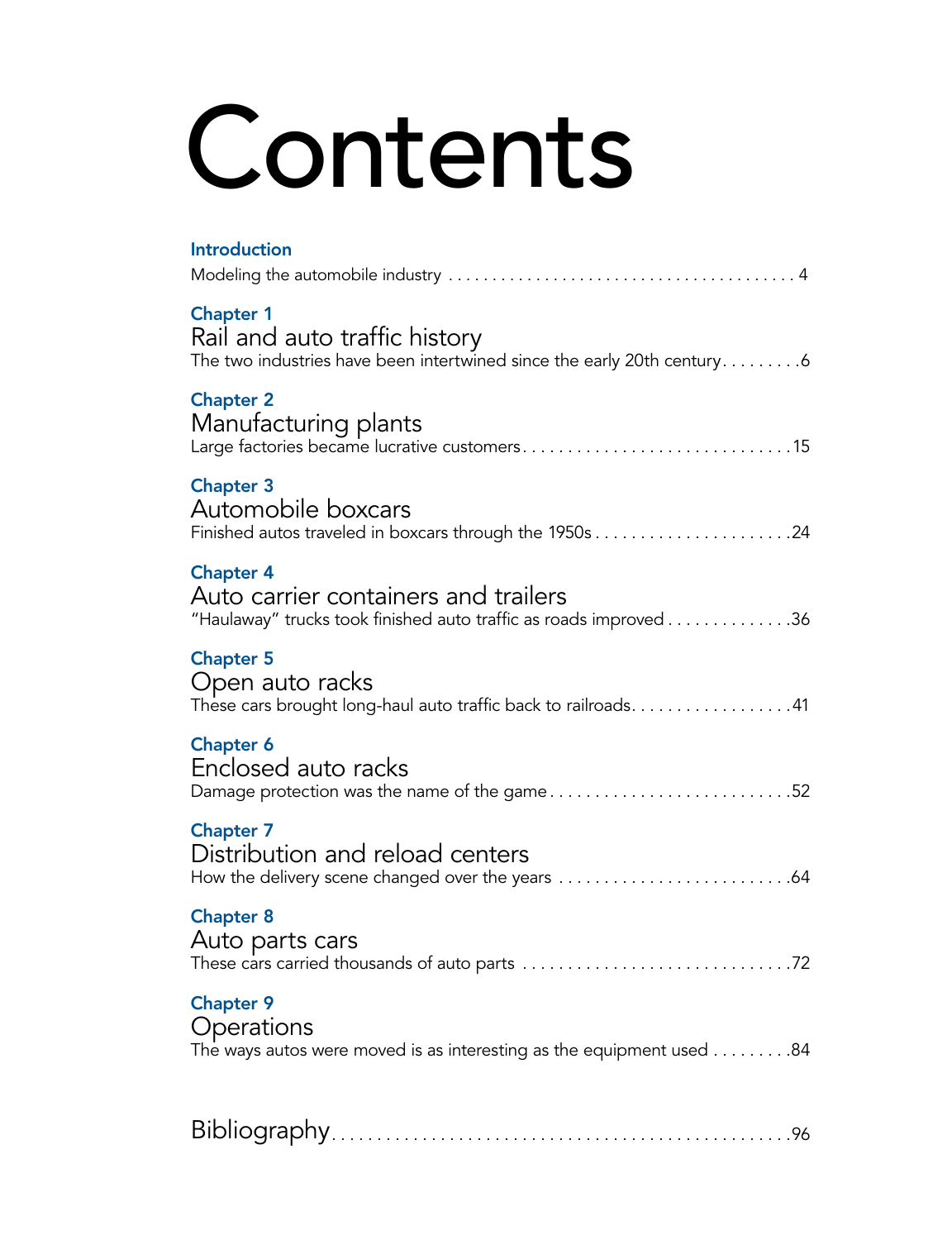# Contents

**Introduction**

Modeling the automobile industry . . . . . . . . . . . . . . . . . . . . . . . . . . . . . . . . . . . . . . . . 4

**Chapter 1**

## Rail and auto traffic history

The two industries have been intertwined since the early 20th century. . . . . . . . . .6

**Chapter 2**

## Manufacturing plants

Large factories became lucrative customers. . . . . . . . . . . . . . . . . . . . . . . . . . . . . . .15

**Chapter 3**

## Automobile boxcars

Finished autos traveled in boxcars through the 1950s . . . . . . . . . . . . . . . . . . . . . . .24

**Chapter 4**

## Auto carrier containers and trailers

"Haulaway" trucks took finished auto traffic as roads improved . . . . . . . . . . . . . .36

**Chapter 5**

## Open auto racks

These cars brought long-haul auto traffic back to railroads. . . . . . . . . . . . . . . . . . .41

**Chapter 6**

## Enclosed auto racks

Damage protection was the name of the game . . . . . . . . . . . . . . . . . . . . . . . . . . .52

**Chapter 7**

## Distribution and reload centers

How the delivery scene changed over the years . . . . . . . . . . . . . . . . . . . . . . . . . .64

**Chapter 8**

## Auto parts cars

These cars carried thousands of auto parts . . . . . . . . . . . . . . . . . . . . . . . . . . . . . . .72

**Chapter 9**

## Operations

The ways autos were moved is as interesting as the equipment used . . . . . . . . .84

## Bibliography . . . . . . . . . . . . . . . . . . . . . . . . . . . . . . . . . . . . . . . . . . . . . . . . . .96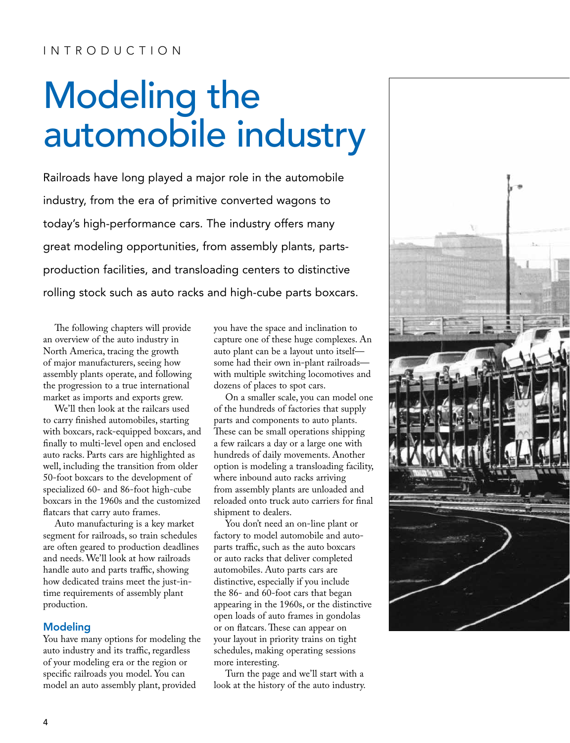INTRODUCTION

# Modeling the automobile industry

Railroads have long played a major role in the automobile industry, from the era of primitive converted wagons to today's high-performance cars. The industry offers many great modeling opportunities, from assembly plants, parts-production facilities, and transloading centers to distinctive rolling stock such as auto racks and high-cube parts boxcars.

The following chapters will provide an overview of the auto industry in North America, tracing the growth of major manufacturers, seeing how assembly plants operate, and following the progression to a true international market as imports and exports grew.

We'll then look at the railcars used to carry finished automobiles, starting with boxcars, rack-equipped boxcars, and finally to multi-level open and enclosed auto racks. Parts cars are highlighted as well, including the transition from older 50-foot boxcars to the development of specialized 60- and 86-foot high-cube boxcars in the 1960s and the customized flatcars that carry auto frames.

Auto manufacturing is a key market segment for railroads, so train schedules are often geared to production deadlines and needs. We'll look at how railroads handle auto and parts traffic, showing how dedicated trains meet the just-in-time requirements of assembly plant production.

## Modeling

You have many options for modeling the auto industry and its traffic, regardless of your modeling era or the region or specific railroads you model. You can model an auto assembly plant, provided you have the space and inclination to capture one of these huge complexes. An auto plant can be a layout unto itself—some had their own in-plant railroads—with multiple switching locomotives and dozens of places to spot cars.

On a smaller scale, you can model one of the hundreds of factories that supply parts and components to auto plants. These can be small operations shipping a few railcars a day or a large one with hundreds of daily movements. Another option is modeling a transloading facility, where inbound auto racks arriving from assembly plants are unloaded and reloaded onto truck auto carriers for final shipment to dealers.

You don't need an on-line plant or factory to model automobile and auto-parts traffic, such as the auto boxcars or auto racks that deliver completed automobiles. Auto parts cars are distinctive, especially if you include the 86- and 60-foot cars that began appearing in the 1960s, or the distinctive open loads of auto frames in gondolas or on flatcars. These can appear on your layout in priority trains on tight schedules, making operating sessions more interesting.

Turn the page and we'll start with a look at the history of the auto industry.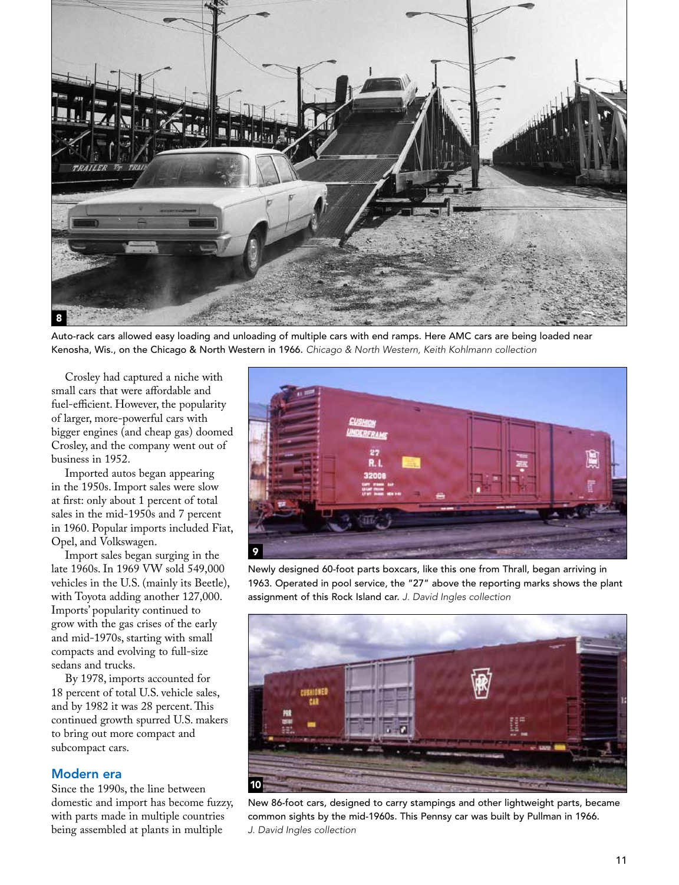8

Auto-rack cars allowed easy loading and unloading of multiple cars with end ramps. Here AMC cars are being loaded near Kenosha, Wis., on the Chicago & North Western in 1966. *Chicago & North Western, Keith Kohlmann collection*

Crosley had captured a niche with small cars that were affordable and fuel-efficient. However, the popularity of larger, more-powerful cars with bigger engines (and cheap gas) doomed Crosley, and the company went out of business in 1952.

Imported autos began appearing in the 1950s. Import sales were slow at first: only about 1 percent of total sales in the mid-1950s and 7 percent in 1960. Popular imports included Fiat, Opel, and Volkswagen.

Import sales began surging in the late 1960s. In 1969 VW sold 549,000 vehicles in the U.S. (mainly its Beetle), with Toyota adding another 127,000. Imports' popularity continued to grow with the gas crises of the early and mid-1970s, starting with small compacts and evolving to full-size sedans and trucks.

By 1978, imports accounted for 18 percent of total U.S. vehicle sales, and by 1982 it was 28 percent. This continued growth spurred U.S. makers to bring out more compact and subcompact cars.

## Modern era

Since the 1990s, the line between domestic and import has become fuzzy, with parts made in multiple countries being assembled at plants in multiple

9

Newly designed 60-foot parts boxcars, like this one from Thrall, began arriving in 1963. Operated in pool service, the "27" above the reporting marks shows the plant assignment of this Rock Island car. *J. David Ingles collection*

10

New 86-foot cars, designed to carry stampings and other lightweight parts, became common sights by the mid-1960s. This Pennsy car was built by Pullman in 1966. *J. David Ingles collection*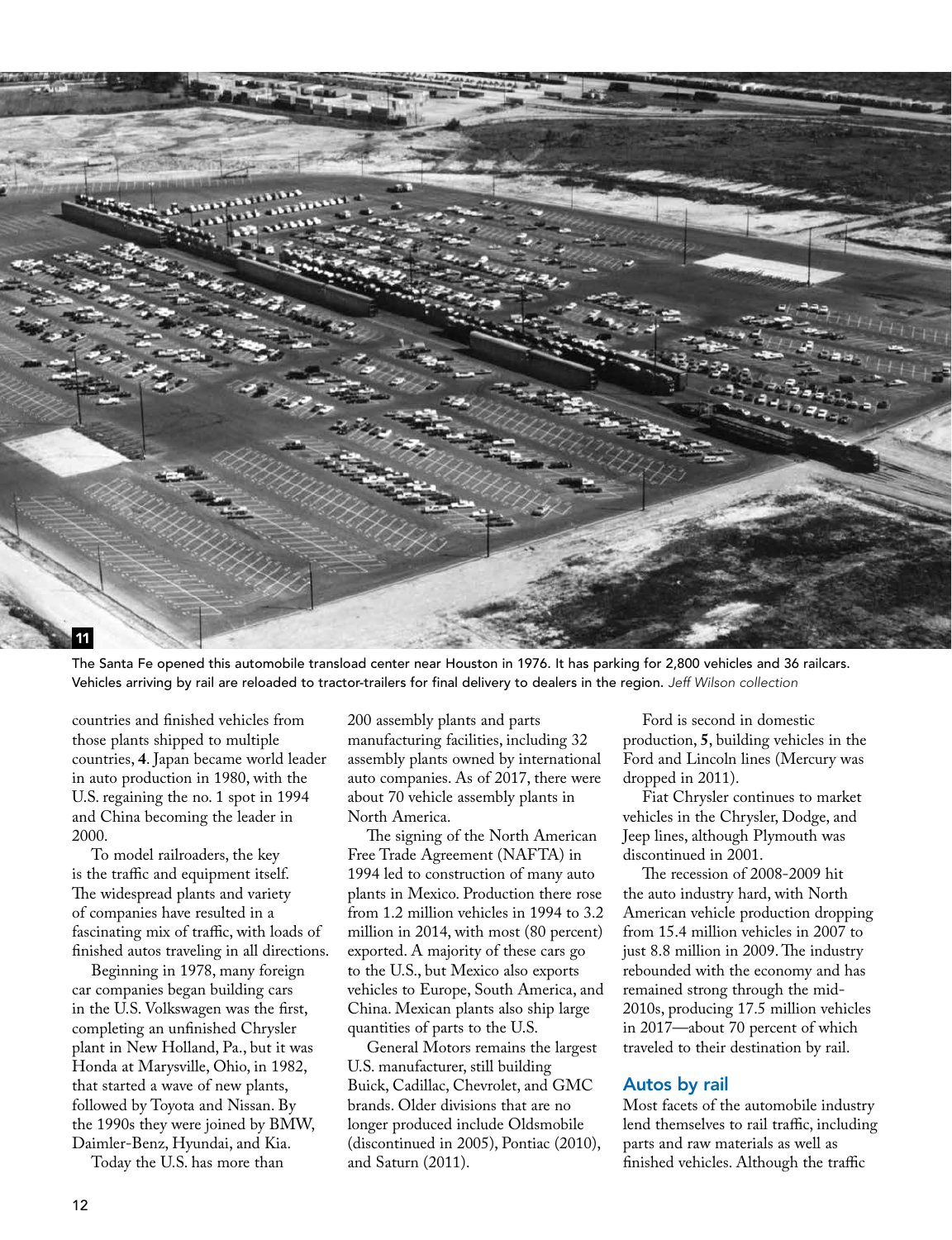11

The Santa Fe opened this automobile transload center near Houston in 1976. It has parking for 2,800 vehicles and 36 railcars. Vehicles arriving by rail are reloaded to tractor-trailers for final delivery to dealers in the region. *Jeff Wilson collection*

countries and finished vehicles from those plants shipped to multiple countries, **4**. Japan became world leader in auto production in 1980, with the U.S. regaining the no. 1 spot in 1994 and China becoming the leader in 2000.

To model railroaders, the key is the traffic and equipment itself. The widespread plants and variety of companies have resulted in a fascinating mix of traffic, with loads of finished autos traveling in all directions.

Beginning in 1978, many foreign car companies began building cars in the U.S. Volkswagen was the first, completing an unfinished Chrysler plant in New Holland, Pa., but it was Honda at Marysville, Ohio, in 1982, that started a wave of new plants, followed by Toyota and Nissan. By the 1990s they were joined by BMW, Daimler-Benz, Hyundai, and Kia.

Today the U.S. has more than 200 assembly plants and parts manufacturing facilities, including 32 assembly plants owned by international auto companies. As of 2017, there were about 70 vehicle assembly plants in North America.

The signing of the North American Free Trade Agreement (NAFTA) in 1994 led to construction of many auto plants in Mexico. Production there rose from 1.2 million vehicles in 1994 to 3.2 million in 2014, with most (80 percent) exported. A majority of these cars go to the U.S., but Mexico also exports vehicles to Europe, South America, and China. Mexican plants also ship large quantities of parts to the U.S.

General Motors remains the largest U.S. manufacturer, still building Buick, Cadillac, Chevrolet, and GMC brands. Older divisions that are no longer produced include Oldsmobile (discontinued in 2005), Pontiac (2010), and Saturn (2011).

Ford is second in domestic production, **5**, building vehicles in the Ford and Lincoln lines (Mercury was dropped in 2011).

Fiat Chrysler continues to market vehicles in the Chrysler, Dodge, and Jeep lines, although Plymouth was discontinued in 2001.

The recession of 2008-2009 hit the auto industry hard, with North American vehicle production dropping from 15.4 million vehicles in 2007 to just 8.8 million in 2009. The industry rebounded with the economy and has remained strong through the mid-2010s, producing 17.5 million vehicles in 2017—about 70 percent of which traveled to their destination by rail.

## Autos by rail

Most facets of the automobile industry lend themselves to rail traffic, including parts and raw materials as well as finished vehicles. Although the traffic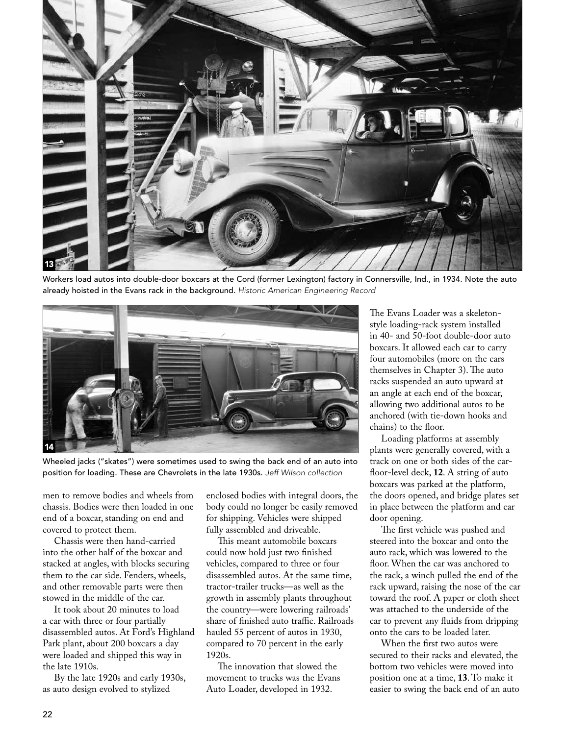Workers load autos into double-door boxcars at the Cord (former Lexington) factory in Connersville, Ind., in 1934. Note the auto already hoisted in the Evans rack in the background. *Historic American Engineering Record*

Wheeled jacks ("skates") were sometimes used to swing the back end of an auto into position for loading. These are Chevrolets in the late 1930s. *Jeff Wilson collection*

men to remove bodies and wheels from chassis. Bodies were then loaded in one end of a boxcar, standing on end and covered to protect them.

Chassis were then hand-carried into the other half of the boxcar and stacked at angles, with blocks securing them to the car side. Fenders, wheels, and other removable parts were then stowed in the middle of the car.

It took about 20 minutes to load a car with three or four partially disassembled autos. At Ford's Highland Park plant, about 200 boxcars a day were loaded and shipped this way in the late 1910s.

By the late 1920s and early 1930s, as auto design evolved to stylized enclosed bodies with integral doors, the body could no longer be easily removed for shipping. Vehicles were shipped fully assembled and driveable.

This meant automobile boxcars could now hold just two finished vehicles, compared to three or four disassembled autos. At the same time, tractor-trailer trucks—as well as the growth in assembly plants throughout the country—were lowering railroads' share of finished auto traffic. Railroads hauled 55 percent of autos in 1930, compared to 70 percent in the early 1920s.

The innovation that slowed the movement to trucks was the Evans Auto Loader, developed in 1932.

The Evans Loader was a skeleton-style loading-rack system installed in 40- and 50-foot double-door auto boxcars. It allowed each car to carry four automobiles (more on the cars themselves in Chapter 3). The auto racks suspended an auto upward at an angle at each end of the boxcar, allowing two additional autos to be anchored (with tie-down hooks and chains) to the floor.

Loading platforms at assembly plants were generally covered, with a track on one or both sides of the car-floor-level deck, **12**. A string of auto boxcars was parked at the platform, the doors opened, and bridge plates set in place between the platform and car door opening.

The first vehicle was pushed and steered into the boxcar and onto the auto rack, which was lowered to the floor. When the car was anchored to the rack, a winch pulled the end of the rack upward, raising the nose of the car toward the roof. A paper or cloth sheet was attached to the underside of the car to prevent any fluids from dripping onto the cars to be loaded later.

When the first two autos were secured to their racks and elevated, the bottom two vehicles were moved into position one at a time, **13**. To make it easier to swing the back end of an auto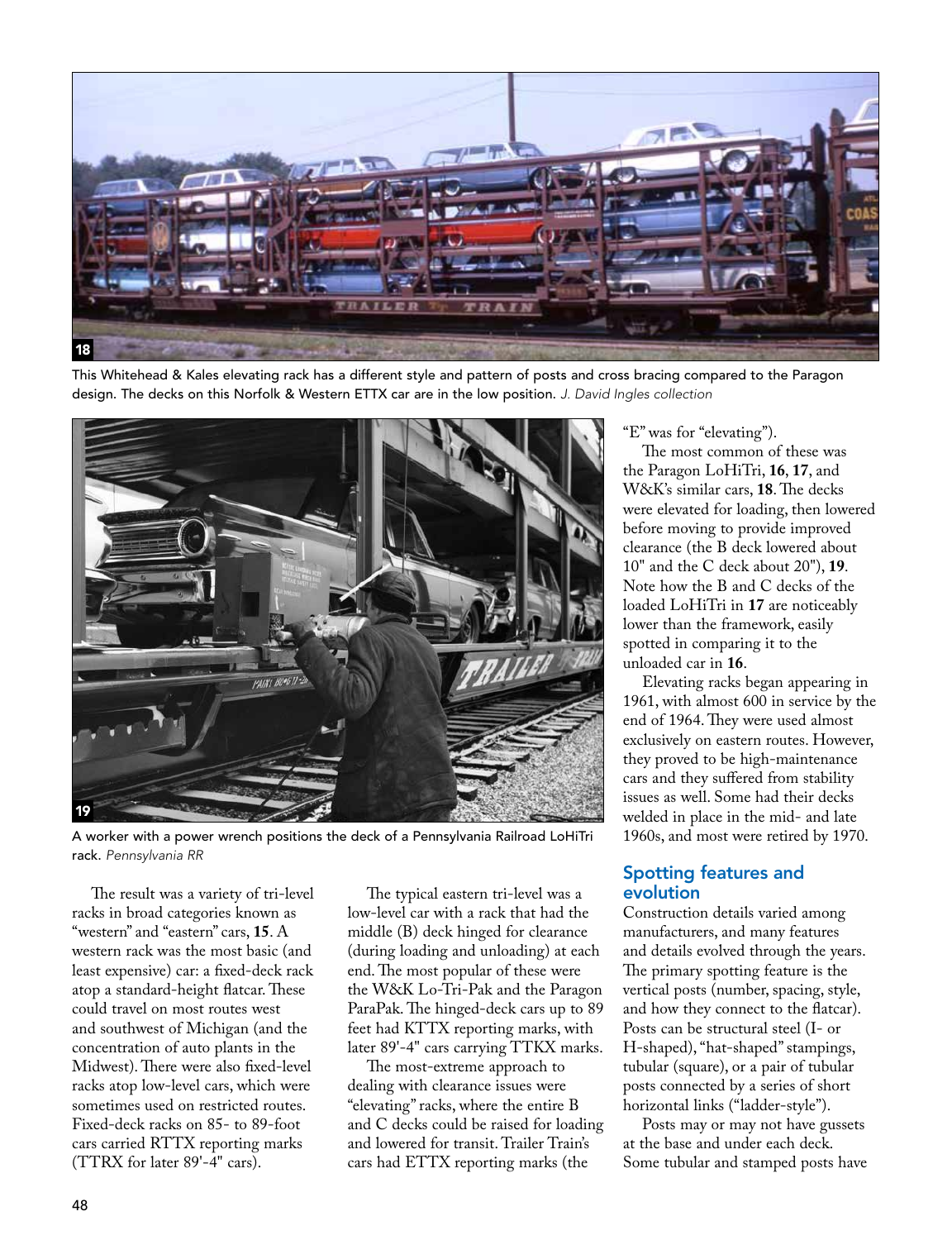This Whitehead & Kales elevating rack has a different style and pattern of posts and cross bracing compared to the Paragon design. The decks on this Norfolk & Western ETTX car are in the low position. *J. David Ingles collection*

A worker with a power wrench positions the deck of a Pennsylvania Railroad LoHiTri rack. *Pennsylvania RR*

The result was a variety of tri-level racks in broad categories known as "western" and "eastern" cars, **15**. A western rack was the most basic (and least expensive) car: a fixed-deck rack atop a standard-height flatcar. These could travel on most routes west and southwest of Michigan (and the concentration of auto plants in the Midwest). There were also fixed-level racks atop low-level cars, which were sometimes used on restricted routes. Fixed-deck racks on 85- to 89-foot cars carried RTTX reporting marks (TTRX for later 89'-4" cars).

The typical eastern tri-level was a low-level car with a rack that had the middle (B) deck hinged for clearance (during loading and unloading) at each end. The most popular of these were the W&K Lo-Tri-Pak and the Paragon ParaPak. The hinged-deck cars up to 89 feet had KTTX reporting marks, with later 89'-4" cars carrying TTKX marks.

The most-extreme approach to dealing with clearance issues were "elevating" racks, where the entire B and C decks could be raised for loading and lowered for transit. Trailer Train's cars had ETTX reporting marks (the "E" was for "elevating").

The most common of these was the Paragon LoHiTri, **16**, **17**, and W&K's similar cars, **18**. The decks were elevated for loading, then lowered before moving to provide improved clearance (the B deck lowered about 10" and the C deck about 20"), **19**. Note how the B and C decks of the loaded LoHiTri in **17** are noticeably lower than the framework, easily spotted in comparing it to the unloaded car in **16**.

Elevating racks began appearing in 1961, with almost 600 in service by the end of 1964. They were used almost exclusively on eastern routes. However, they proved to be high-maintenance cars and they suffered from stability issues as well. Some had their decks welded in place in the mid- and late 1960s, and most were retired by 1970.

## Spotting features and evolution

Construction details varied among manufacturers, and many features and details evolved through the years. The primary spotting feature is the vertical posts (number, spacing, style, and how they connect to the flatcar). Posts can be structural steel (I- or H-shaped), "hat-shaped" stampings, tubular (square), or a pair of tubular posts connected by a series of short horizontal links ("ladder-style").

Posts may or may not have gussets at the base and under each deck. Some tubular and stamped posts have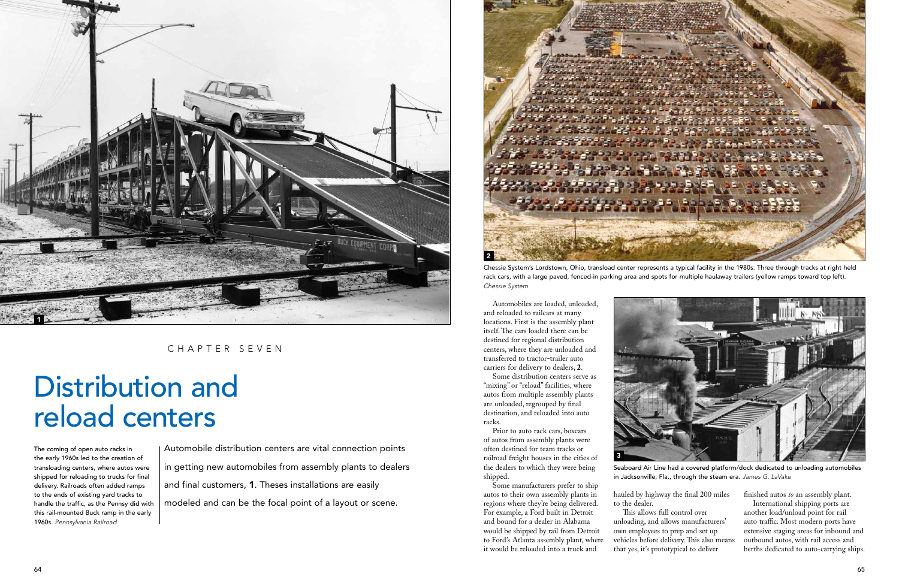The coming of open auto racks in the early 1960s led to the creation of transloading centers, where autos were shipped for reloading to trucks for final delivery. Railroads often added ramps to the ends of existing yard tracks to handle the traffic, as the Pennsy did with this rail-mounted Buck ramp in the early 1960s. *Pennsylvania Railroad*

CHAPTER SEVEN

# Distribution and reload centers

Automobile distribution centers are vital connection points in getting new automobiles from assembly plants to dealers and final customers, **1**. Theses installations are easily modeled and can be the focal point of a layout or scene.

Chessie System's Lordstown, Ohio, transload center represents a typical facility in the 1980s. Three through tracks at right held rack cars, with a large paved, fenced-in parking area and spots for multiple haulaway trailers (yellow ramps toward top left). *Chessie System*

Automobiles are loaded, unloaded, and reloaded to railcars at many locations. First is the assembly plant itself. The cars loaded there can be destined for regional distribution centers, where they are unloaded and transferred to tractor-trailer auto carriers for delivery to dealers, **2**.

Some distribution centers serve as "mixing" or "reload" facilities, where autos from multiple assembly plants are unloaded, regrouped by final destination, and reloaded into auto racks.

Prior to auto rack cars, boxcars of autos from assembly plants were often destined for team tracks or railroad freight houses in the cities of the dealers to which they were being shipped.

Some manufacturers prefer to ship autos to their own assembly plants in regions where they're being delivered. For example, a Ford built in Detroit and bound for a dealer in Alabama would be shipped by rail from Detroit to Ford's Atlanta assembly plant, where it would be reloaded into a truck and hauled by highway the final 200 miles to the dealer.

This allows full control over unloading, and allows manufacturers' own employees to prep and set up vehicles before delivery. This also means that yes, it's prototypical to deliver finished autos *to* an assembly plant.

International shipping ports are another load/unload point for rail auto traffic. Most modern ports have extensive staging areas for inbound and outbound autos, with rail access and berths dedicated to auto-carrying ships.

Seaboard Air Line had a covered platform/dock dedicated to unloading automobiles in Jacksonville, Fla., through the steam era. *James G. LaVake*